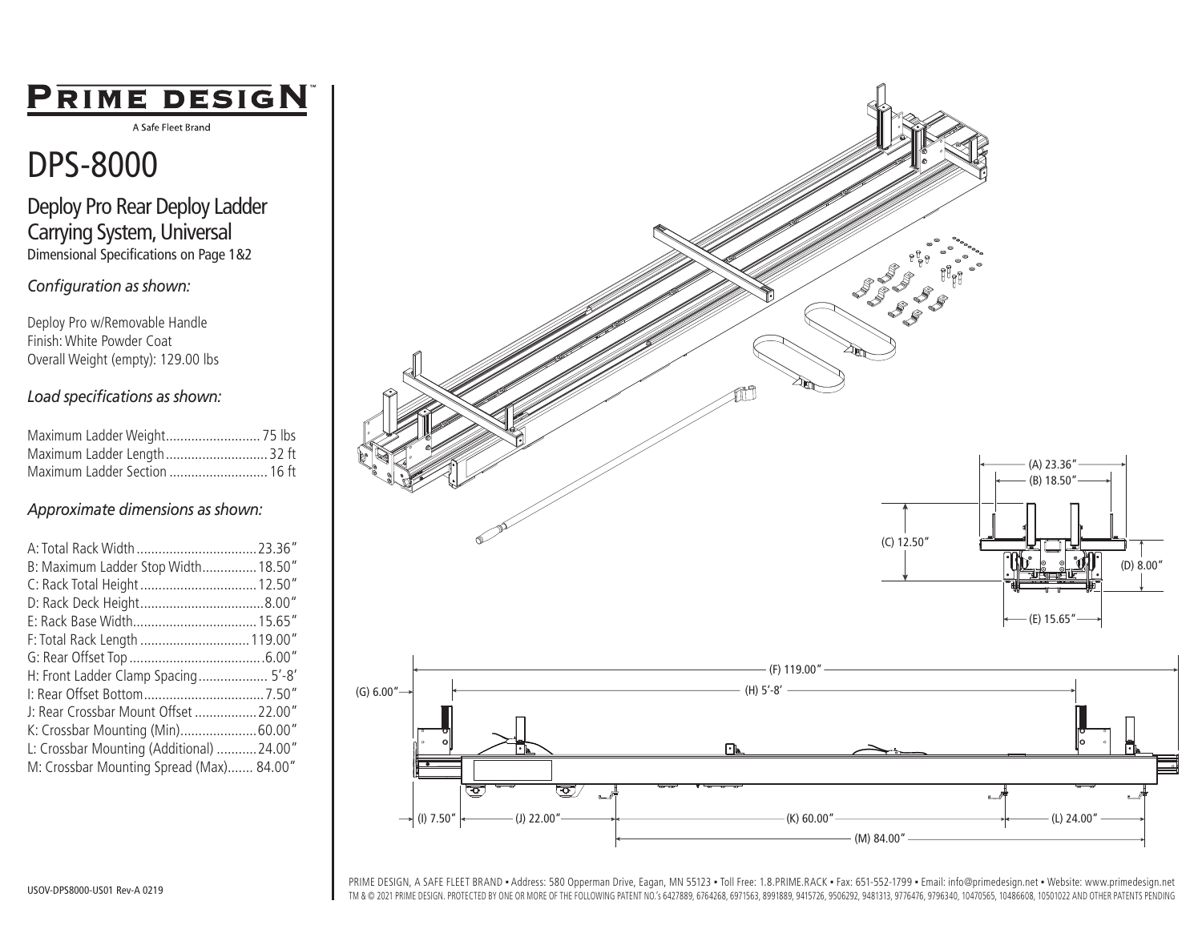# PRIME DESIGN™

A Safe Fleet Brand

# DPS-8000

## Deploy Pro Rear Deploy Ladder Carrying System, Universal

Dimensional Specifications on Page 1&2

### *Configuration as shown:*

Deploy Pro w/Removable Handle
Finish: White Powder Coat
Overall Weight (empty): 129.00 lbs

### *Load specifications as shown:*

| | |
|---|---|
| Maximum Ladder Weight | 75 lbs |
| Maximum Ladder Length | 32 ft |
| Maximum Ladder Section | 16 ft |

### *Approximate dimensions as shown:*

| | |
|---|---|
| A: Total Rack Width | 23.36" |
| B: Maximum Ladder Stop Width | 18.50" |
| C: Rack Total Height | 12.50" |
| D: Rack Deck Height | 8.00" |
| E: Rack Base Width | 15.65" |
| F: Total Rack Length | 119.00" |
| G: Rear Offset Top | 6.00" |
| H: Front Ladder Clamp Spacing | 5'-8' |
| I: Rear Offset Bottom | 7.50" |
| J: Rear Crossbar Mount Offset | 22.00" |
| K: Crossbar Mounting (Min) | 60.00" |
| L: Crossbar Mounting (Additional) | 24.00" |
| M: Crossbar Mounting Spread (Max) | 84.00" |

(A) 23.36"
(B) 18.50"
(C) 12.50"
(D) 8.00"
(E) 15.65"

(F) 119.00"
(G) 6.00"
(H) 5'-8'
(I) 7.50"
(J) 22.00"
(K) 60.00"
(L) 24.00"
(M) 84.00"

USOV-DPS8000-US01 Rev-A 0219

PRIME DESIGN, A SAFE FLEET BRAND • Address: 580 Opperman Drive, Eagan, MN 55123 • Toll Free: 1.8.PRIME.RACK • Fax: 651-552-1799 • Email: info@primedesign.net • Website: www.primedesign.net
TM & © 2021 PRIME DESIGN. PROTECTED BY ONE OR MORE OF THE FOLLOWING PATENT NO.'s 6427889, 6764268, 6971563, 8991889, 9415726, 9506292, 9481313, 9776476, 9796340, 10470565, 10486608, 10501022 AND OTHER PATENTS PENDING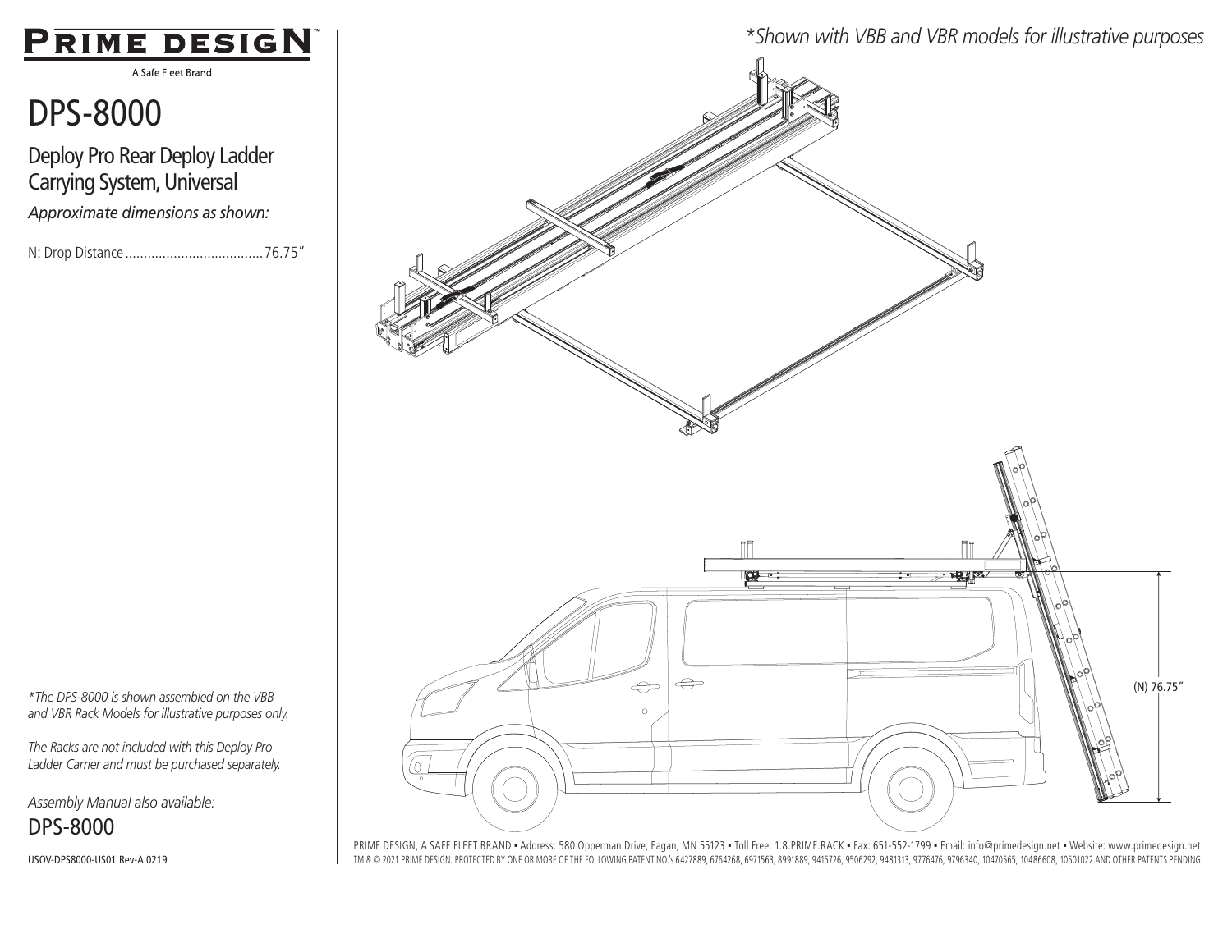# PRIME DESIGN™

A Safe Fleet Brand

# DPS-8000

## Deploy Pro Rear Deploy Ladder Carrying System, Universal

*Approximate dimensions as shown:*

N: Drop Distance ..................................... 76.75"

*The DPS-8000 is shown assembled on the VBB and VBR Rack Models for illustrative purposes only.*

*The Racks are not included with this Deploy Pro Ladder Carrier and must be purchased separately.*

*Assembly Manual also available:*

DPS-8000

USOV-DPS8000-US01 Rev-A 0219

*\*Shown with VBB and VBR models for illustrative purposes*

(N) 76.75"

PRIME DESIGN, A SAFE FLEET BRAND ▪ Address: 580 Opperman Drive, Eagan, MN 55123 ▪ Toll Free: 1.8.PRIME.RACK ▪ Fax: 651-552-1799 ▪ Email: info@primedesign.net ▪ Website: www.primedesign.net

TM & © 2021 PRIME DESIGN. PROTECTED BY ONE OR MORE OF THE FOLLOWING PATENT NO.'s 6427889, 6764268, 6971563, 8991889, 9415726, 9506292, 9481313, 9776476, 9796340, 10470565, 10486608, 10501022 AND OTHER PATENTS PENDING